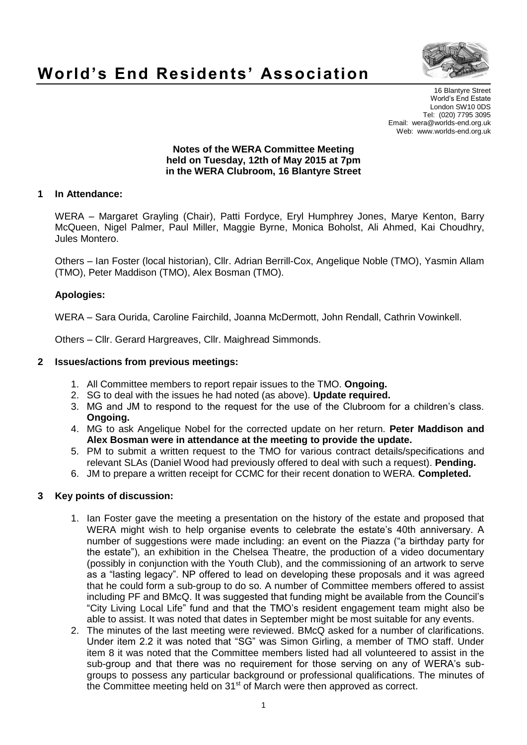# World's End Residents' Association

16 Blantyre Street
World's End Estate
London SW10 0DS
Tel: (020) 7795 3095
Email: wera@worlds-end.org.uk
Web: www.worlds-end.org.uk

**Notes of the WERA Committee Meeting**
**held on Tuesday, 12th of May 2015 at 7pm**
**in the WERA Clubroom, 16 Blantyre Street**

## 1 In Attendance:

WERA – Margaret Grayling (Chair), Patti Fordyce, Eryl Humphrey Jones, Marye Kenton, Barry McQueen, Nigel Palmer, Paul Miller, Maggie Byrne, Monica Boholst, Ali Ahmed, Kai Choudhry, Jules Montero.

Others – Ian Foster (local historian), Cllr. Adrian Berrill-Cox, Angelique Noble (TMO), Yasmin Allam (TMO), Peter Maddison (TMO), Alex Bosman (TMO).

### Apologies:

WERA – Sara Ourida, Caroline Fairchild, Joanna McDermott, John Rendall, Cathrin Vowinkell.

Others – Cllr. Gerard Hargreaves, Cllr. Maighread Simmonds.

## 2 Issues/actions from previous meetings:

1. All Committee members to report repair issues to the TMO. **Ongoing.**
2. SG to deal with the issues he had noted (as above). **Update required.**
3. MG and JM to respond to the request for the use of the Clubroom for a children's class. **Ongoing.**
4. MG to ask Angelique Nobel for the corrected update on her return. **Peter Maddison and Alex Bosman were in attendance at the meeting to provide the update.**
5. PM to submit a written request to the TMO for various contract details/specifications and relevant SLAs (Daniel Wood had previously offered to deal with such a request). **Pending.**
6. JM to prepare a written receipt for CCMC for their recent donation to WERA. **Completed.**

## 3 Key points of discussion:

1. Ian Foster gave the meeting a presentation on the history of the estate and proposed that WERA might wish to help organise events to celebrate the estate's 40th anniversary. A number of suggestions were made including: an event on the Piazza ("a birthday party for the estate"), an exhibition in the Chelsea Theatre, the production of a video documentary (possibly in conjunction with the Youth Club), and the commissioning of an artwork to serve as a "lasting legacy". NP offered to lead on developing these proposals and it was agreed that he could form a sub-group to do so. A number of Committee members offered to assist including PF and BMcQ. It was suggested that funding might be available from the Council's "City Living Local Life" fund and that the TMO's resident engagement team might also be able to assist. It was noted that dates in September might be most suitable for any events.
2. The minutes of the last meeting were reviewed. BMcQ asked for a number of clarifications. Under item 2.2 it was noted that "SG" was Simon Girling, a member of TMO staff. Under item 8 it was noted that the Committee members listed had all volunteered to assist in the sub-group and that there was no requirement for those serving on any of WERA's sub-groups to possess any particular background or professional qualifications. The minutes of the Committee meeting held on 31st of March were then approved as correct.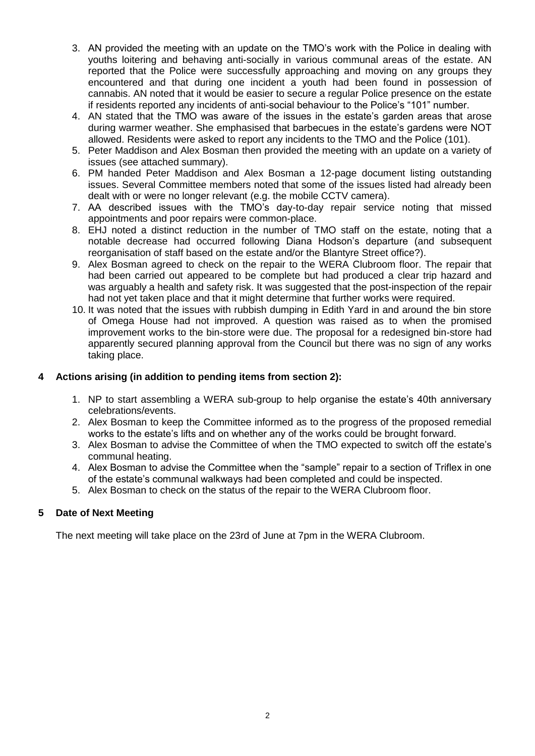3. AN provided the meeting with an update on the TMO's work with the Police in dealing with youths loitering and behaving anti-socially in various communal areas of the estate. AN reported that the Police were successfully approaching and moving on any groups they encountered and that during one incident a youth had been found in possession of cannabis. AN noted that it would be easier to secure a regular Police presence on the estate if residents reported any incidents of anti-social behaviour to the Police's "101" number.
4. AN stated that the TMO was aware of the issues in the estate's garden areas that arose during warmer weather. She emphasised that barbecues in the estate's gardens were NOT allowed. Residents were asked to report any incidents to the TMO and the Police (101).
5. Peter Maddison and Alex Bosman then provided the meeting with an update on a variety of issues (see attached summary).
6. PM handed Peter Maddison and Alex Bosman a 12-page document listing outstanding issues. Several Committee members noted that some of the issues listed had already been dealt with or were no longer relevant (e.g. the mobile CCTV camera).
7. AA described issues with the TMO's day-to-day repair service noting that missed appointments and poor repairs were common-place.
8. EHJ noted a distinct reduction in the number of TMO staff on the estate, noting that a notable decrease had occurred following Diana Hodson's departure (and subsequent reorganisation of staff based on the estate and/or the Blantyre Street office?).
9. Alex Bosman agreed to check on the repair to the WERA Clubroom floor. The repair that had been carried out appeared to be complete but had produced a clear trip hazard and was arguably a health and safety risk. It was suggested that the post-inspection of the repair had not yet taken place and that it might determine that further works were required.
10. It was noted that the issues with rubbish dumping in Edith Yard in and around the bin store of Omega House had not improved. A question was raised as to when the promised improvement works to the bin-store were due. The proposal for a redesigned bin-store had apparently secured planning approval from the Council but there was no sign of any works taking place.

## 4 Actions arising (in addition to pending items from section 2):

1. NP to start assembling a WERA sub-group to help organise the estate's 40th anniversary celebrations/events.
2. Alex Bosman to keep the Committee informed as to the progress of the proposed remedial works to the estate's lifts and on whether any of the works could be brought forward.
3. Alex Bosman to advise the Committee of when the TMO expected to switch off the estate's communal heating.
4. Alex Bosman to advise the Committee when the "sample" repair to a section of Triflex in one of the estate's communal walkways had been completed and could be inspected.
5. Alex Bosman to check on the status of the repair to the WERA Clubroom floor.

## 5 Date of Next Meeting

The next meeting will take place on the 23rd of June at 7pm in the WERA Clubroom.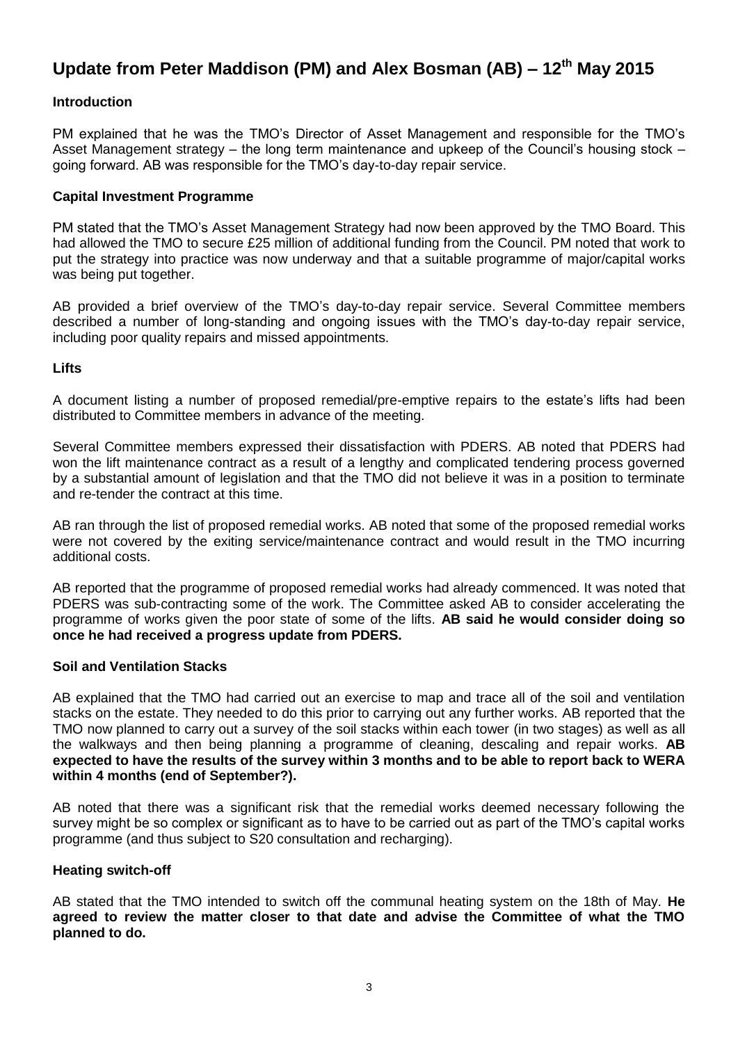# Update from Peter Maddison (PM) and Alex Bosman (AB) – 12th May 2015

### Introduction

PM explained that he was the TMO's Director of Asset Management and responsible for the TMO's Asset Management strategy – the long term maintenance and upkeep of the Council's housing stock – going forward. AB was responsible for the TMO's day-to-day repair service.

### Capital Investment Programme

PM stated that the TMO's Asset Management Strategy had now been approved by the TMO Board. This had allowed the TMO to secure £25 million of additional funding from the Council. PM noted that work to put the strategy into practice was now underway and that a suitable programme of major/capital works was being put together.

AB provided a brief overview of the TMO's day-to-day repair service. Several Committee members described a number of long-standing and ongoing issues with the TMO's day-to-day repair service, including poor quality repairs and missed appointments.

### Lifts

A document listing a number of proposed remedial/pre-emptive repairs to the estate's lifts had been distributed to Committee members in advance of the meeting.

Several Committee members expressed their dissatisfaction with PDERS. AB noted that PDERS had won the lift maintenance contract as a result of a lengthy and complicated tendering process governed by a substantial amount of legislation and that the TMO did not believe it was in a position to terminate and re-tender the contract at this time.

AB ran through the list of proposed remedial works. AB noted that some of the proposed remedial works were not covered by the exiting service/maintenance contract and would result in the TMO incurring additional costs.

AB reported that the programme of proposed remedial works had already commenced. It was noted that PDERS was sub-contracting some of the work. The Committee asked AB to consider accelerating the programme of works given the poor state of some of the lifts. **AB said he would consider doing so once he had received a progress update from PDERS.**

### Soil and Ventilation Stacks

AB explained that the TMO had carried out an exercise to map and trace all of the soil and ventilation stacks on the estate. They needed to do this prior to carrying out any further works. AB reported that the TMO now planned to carry out a survey of the soil stacks within each tower (in two stages) as well as all the walkways and then being planning a programme of cleaning, descaling and repair works. **AB expected to have the results of the survey within 3 months and to be able to report back to WERA within 4 months (end of September?).**

AB noted that there was a significant risk that the remedial works deemed necessary following the survey might be so complex or significant as to have to be carried out as part of the TMO's capital works programme (and thus subject to S20 consultation and recharging).

### Heating switch-off

AB stated that the TMO intended to switch off the communal heating system on the 18th of May. **He agreed to review the matter closer to that date and advise the Committee of what the TMO planned to do.**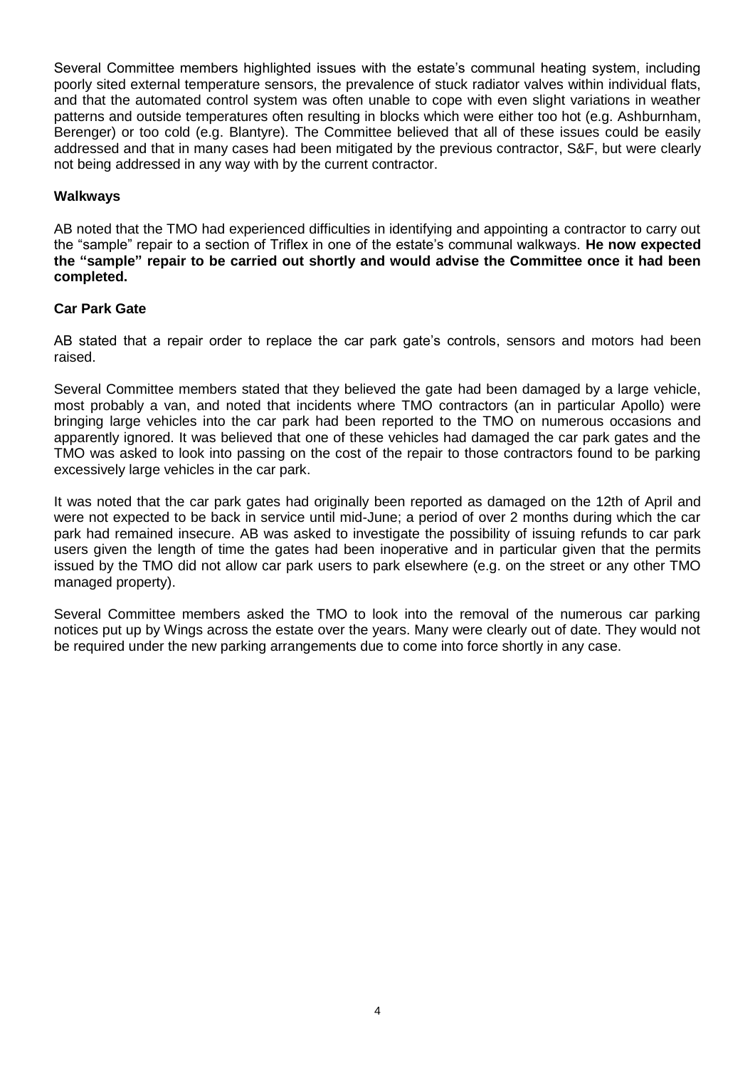Several Committee members highlighted issues with the estate's communal heating system, including poorly sited external temperature sensors, the prevalence of stuck radiator valves within individual flats, and that the automated control system was often unable to cope with even slight variations in weather patterns and outside temperatures often resulting in blocks which were either too hot (e.g. Ashburnham, Berenger) or too cold (e.g. Blantyre). The Committee believed that all of these issues could be easily addressed and that in many cases had been mitigated by the previous contractor, S&F, but were clearly not being addressed in any way with by the current contractor.

**Walkways**

AB noted that the TMO had experienced difficulties in identifying and appointing a contractor to carry out the "sample" repair to a section of Triflex in one of the estate's communal walkways. **He now expected the "sample" repair to be carried out shortly and would advise the Committee once it had been completed.**

**Car Park Gate**

AB stated that a repair order to replace the car park gate's controls, sensors and motors had been raised.

Several Committee members stated that they believed the gate had been damaged by a large vehicle, most probably a van, and noted that incidents where TMO contractors (an in particular Apollo) were bringing large vehicles into the car park had been reported to the TMO on numerous occasions and apparently ignored. It was believed that one of these vehicles had damaged the car park gates and the TMO was asked to look into passing on the cost of the repair to those contractors found to be parking excessively large vehicles in the car park.

It was noted that the car park gates had originally been reported as damaged on the 12th of April and were not expected to be back in service until mid-June; a period of over 2 months during which the car park had remained insecure. AB was asked to investigate the possibility of issuing refunds to car park users given the length of time the gates had been inoperative and in particular given that the permits issued by the TMO did not allow car park users to park elsewhere (e.g. on the street or any other TMO managed property).

Several Committee members asked the TMO to look into the removal of the numerous car parking notices put up by Wings across the estate over the years. Many were clearly out of date. They would not be required under the new parking arrangements due to come into force shortly in any case.